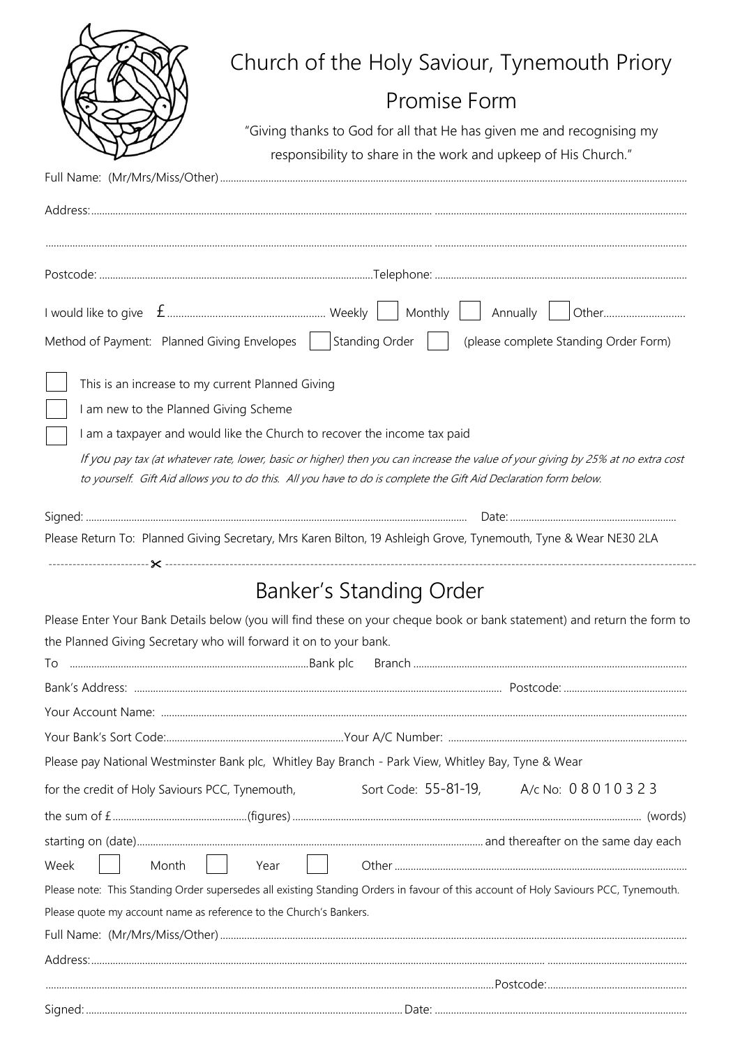# Church of the Holy Saviour, Tynemouth Priory

## Promise Form

"Giving thanks to God for all that He has given me and recognising my responsibility to share in the work and upkeep of His Church."

Full Name: (Mr/Mrs/Miss/Other) ..............................................................................................................

Address: ..............................................................................................................

..............................................................................................................

Postcode: .............................................. Telephone: ..............................................

I would like to give £ .............................. Weekly ☐ Monthly ☐ Annually ☐ Other..............................

Method of Payment: Planned Giving Envelopes ☐ Standing Order ☐ (please complete Standing Order Form)

☐ This is an increase to my current Planned Giving

☐ I am new to the Planned Giving Scheme

☐ I am a taxpayer and would like the Church to recover the income tax paid

*If you pay tax (at whatever rate, lower, basic or higher) then you can increase the value of your giving by 25% at no extra cost to yourself. Gift Aid allows you to do this. All you have to do is complete the Gift Aid Declaration form below.*

Signed: .............................................................................................. Date: ..............................

Please Return To: Planned Giving Secretary, Mrs Karen Bilton, 19 Ashleigh Grove, Tynemouth, Tyne & Wear NE30 2LA

------------------------✂------------------------------------------------------------------------------------------

## Banker's Standing Order

Please Enter Your Bank Details below (you will find these on your cheque book or bank statement) and return the form to the Planned Giving Secretary who will forward it on to your bank.

To .............................................................. Bank plc Branch ..............................................

Bank's Address: .............................................................................. Postcode: ..............................

Your Account Name: ..............................................................................................................

Your Bank's Sort Code: .............................................. Your A/C Number: ..............................................

Please pay National Westminster Bank plc, Whitley Bay Branch - Park View, Whitley Bay, Tyne & Wear

for the credit of Holy Saviours PCC, Tynemouth, Sort Code: 55-81-19, A/c No: 0 8 0 1 0 3 2 3

the sum of £ .............................. (figures) .............................................................................. (words)

starting on (date) .............................................................................. and thereafter on the same day each

Week ☐ Month ☐ Year ☐ Other ..............................................................................

Please note: This Standing Order supersedes all existing Standing Orders in favour of this account of Holy Saviours PCC, Tynemouth.

Please quote my account name as reference to the Church's Bankers.

Full Name: (Mr/Mrs/Miss/Other) ..............................................................................................................

Address: ..............................................................................................................

.............................................................................................. Postcode: ..............................

Signed: .............................................................................................. Date: ..............................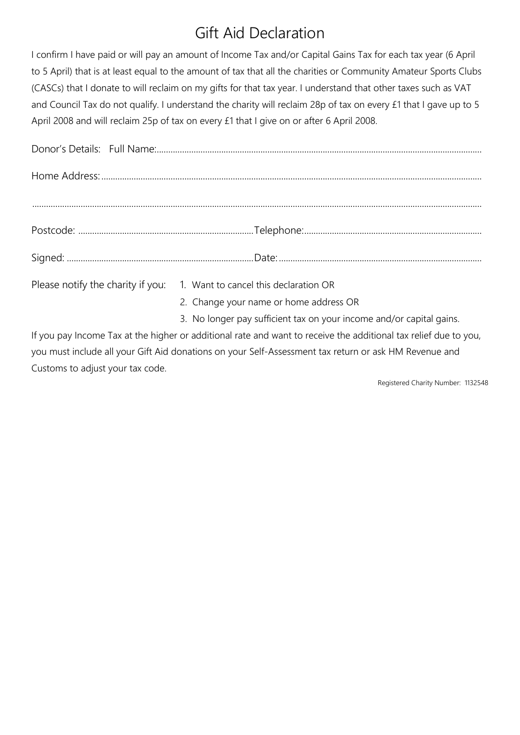# Gift Aid Declaration

I confirm I have paid or will pay an amount of Income Tax and/or Capital Gains Tax for each tax year (6 April to 5 April) that is at least equal to the amount of tax that all the charities or Community Amateur Sports Clubs (CASCs) that I donate to will reclaim on my gifts for that tax year. I understand that other taxes such as VAT and Council Tax do not qualify. I understand the charity will reclaim 28p of tax on every £1 that I gave up to 5 April 2008 and will reclaim 25p of tax on every £1 that I give on or after 6 April 2008.

Donor's Details: Full Name:...................................................................................................................................................

Home Address:....................................................................................................................................................................

...............................................................................................................................................................................................

Postcode: ............................................................................Telephone:.............................................................................

Signed: ..................................................................................Date:........................................................................................

Please notify the charity if you:

1. Want to cancel this declaration OR
2. Change your name or home address OR
3. No longer pay sufficient tax on your income and/or capital gains.

If you pay Income Tax at the higher or additional rate and want to receive the additional tax relief due to you, you must include all your Gift Aid donations on your Self-Assessment tax return or ask HM Revenue and Customs to adjust your tax code.

Registered Charity Number: 1132548